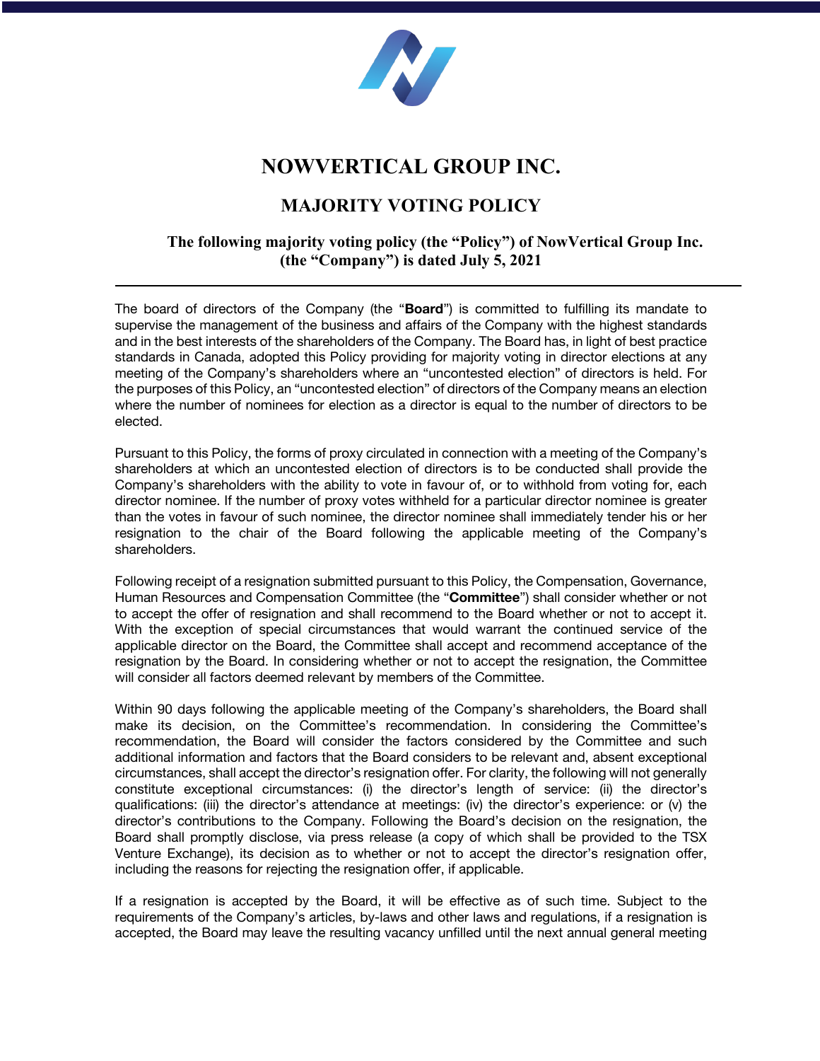# NOWVERTICAL GROUP INC.

## MAJORITY VOTING POLICY

**The following majority voting policy (the "Policy") of NowVertical Group Inc. (the "Company") is dated July 5, 2021**

---

The board of directors of the Company (the "**Board**") is committed to fulfilling its mandate to supervise the management of the business and affairs of the Company with the highest standards and in the best interests of the shareholders of the Company. The Board has, in light of best practice standards in Canada, adopted this Policy providing for majority voting in director elections at any meeting of the Company's shareholders where an "uncontested election" of directors is held. For the purposes of this Policy, an "uncontested election" of directors of the Company means an election where the number of nominees for election as a director is equal to the number of directors to be elected.

Pursuant to this Policy, the forms of proxy circulated in connection with a meeting of the Company's shareholders at which an uncontested election of directors is to be conducted shall provide the Company's shareholders with the ability to vote in favour of, or to withhold from voting for, each director nominee. If the number of proxy votes withheld for a particular director nominee is greater than the votes in favour of such nominee, the director nominee shall immediately tender his or her resignation to the chair of the Board following the applicable meeting of the Company's shareholders.

Following receipt of a resignation submitted pursuant to this Policy, the Compensation, Governance, Human Resources and Compensation Committee (the "**Committee**") shall consider whether or not to accept the offer of resignation and shall recommend to the Board whether or not to accept it. With the exception of special circumstances that would warrant the continued service of the applicable director on the Board, the Committee shall accept and recommend acceptance of the resignation by the Board. In considering whether or not to accept the resignation, the Committee will consider all factors deemed relevant by members of the Committee.

Within 90 days following the applicable meeting of the Company's shareholders, the Board shall make its decision, on the Committee's recommendation. In considering the Committee's recommendation, the Board will consider the factors considered by the Committee and such additional information and factors that the Board considers to be relevant and, absent exceptional circumstances, shall accept the director's resignation offer. For clarity, the following will not generally constitute exceptional circumstances: (i) the director's length of service: (ii) the director's qualifications: (iii) the director's attendance at meetings: (iv) the director's experience: or (v) the director's contributions to the Company. Following the Board's decision on the resignation, the Board shall promptly disclose, via press release (a copy of which shall be provided to the TSX Venture Exchange), its decision as to whether or not to accept the director's resignation offer, including the reasons for rejecting the resignation offer, if applicable.

If a resignation is accepted by the Board, it will be effective as of such time. Subject to the requirements of the Company's articles, by-laws and other laws and regulations, if a resignation is accepted, the Board may leave the resulting vacancy unfilled until the next annual general meeting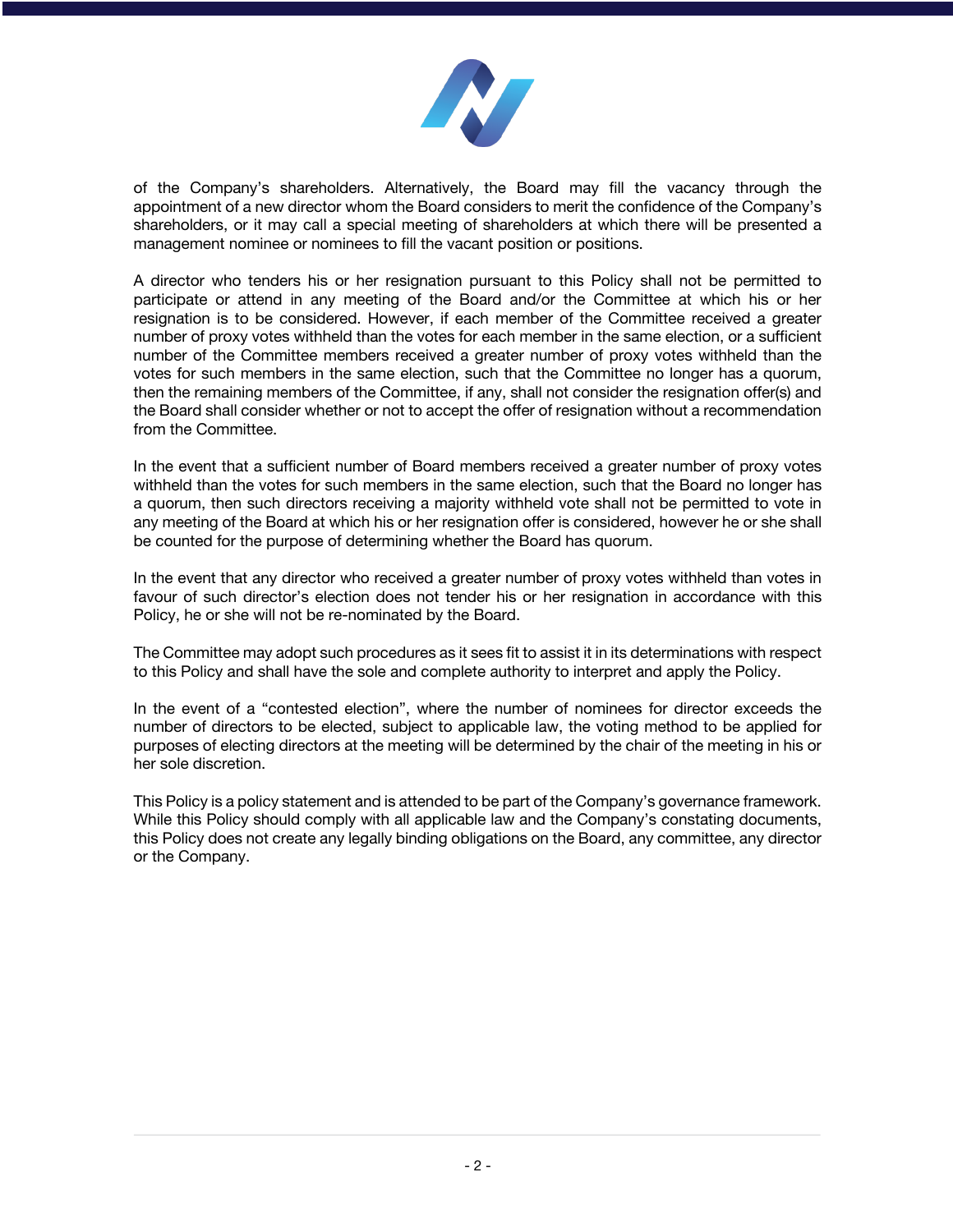of the Company's shareholders. Alternatively, the Board may fill the vacancy through the appointment of a new director whom the Board considers to merit the confidence of the Company's shareholders, or it may call a special meeting of shareholders at which there will be presented a management nominee or nominees to fill the vacant position or positions.

A director who tenders his or her resignation pursuant to this Policy shall not be permitted to participate or attend in any meeting of the Board and/or the Committee at which his or her resignation is to be considered. However, if each member of the Committee received a greater number of proxy votes withheld than the votes for each member in the same election, or a sufficient number of the Committee members received a greater number of proxy votes withheld than the votes for such members in the same election, such that the Committee no longer has a quorum, then the remaining members of the Committee, if any, shall not consider the resignation offer(s) and the Board shall consider whether or not to accept the offer of resignation without a recommendation from the Committee.

In the event that a sufficient number of Board members received a greater number of proxy votes withheld than the votes for such members in the same election, such that the Board no longer has a quorum, then such directors receiving a majority withheld vote shall not be permitted to vote in any meeting of the Board at which his or her resignation offer is considered, however he or she shall be counted for the purpose of determining whether the Board has quorum.

In the event that any director who received a greater number of proxy votes withheld than votes in favour of such director's election does not tender his or her resignation in accordance with this Policy, he or she will not be re-nominated by the Board.

The Committee may adopt such procedures as it sees fit to assist it in its determinations with respect to this Policy and shall have the sole and complete authority to interpret and apply the Policy.

In the event of a "contested election", where the number of nominees for director exceeds the number of directors to be elected, subject to applicable law, the voting method to be applied for purposes of electing directors at the meeting will be determined by the chair of the meeting in his or her sole discretion.

This Policy is a policy statement and is attended to be part of the Company's governance framework. While this Policy should comply with all applicable law and the Company's constating documents, this Policy does not create any legally binding obligations on the Board, any committee, any director or the Company.